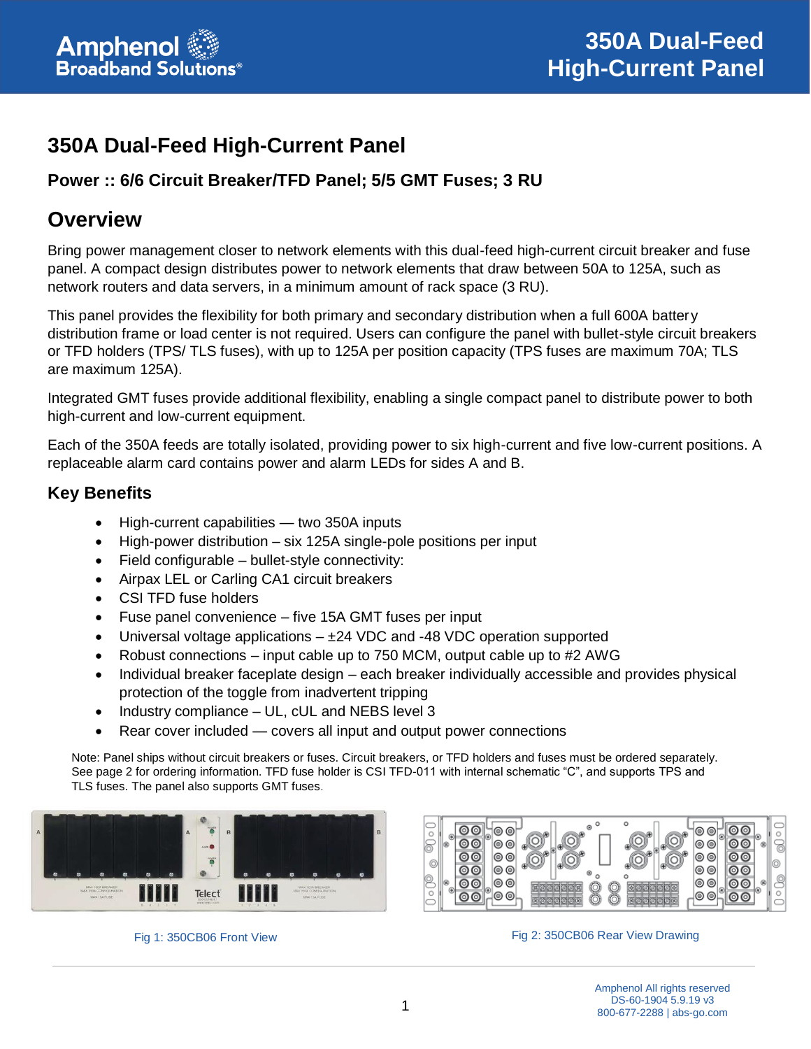# 350A Dual-Feed High-Current Panel

### Power :: 6/6 Circuit Breaker/TFD Panel; 5/5 GMT Fuses; 3 RU

## Overview

Bring power management closer to network elements with this dual-feed high-current circuit breaker and fuse panel. A compact design distributes power to network elements that draw between 50A to 125A, such as network routers and data servers, in a minimum amount of rack space (3 RU).

This panel provides the flexibility for both primary and secondary distribution when a full 600A battery distribution frame or load center is not required. Users can configure the panel with bullet-style circuit breakers or TFD holders (TPS/ TLS fuses), with up to 125A per position capacity (TPS fuses are maximum 70A; TLS are maximum 125A).

Integrated GMT fuses provide additional flexibility, enabling a single compact panel to distribute power to both high-current and low-current equipment.

Each of the 350A feeds are totally isolated, providing power to six high-current and five low-current positions. A replaceable alarm card contains power and alarm LEDs for sides A and B.

### Key Benefits

- High-current capabilities — two 350A inputs
- High-power distribution – six 125A single-pole positions per input
- Field configurable – bullet-style connectivity:
- Airpax LEL or Carling CA1 circuit breakers
- CSI TFD fuse holders
- Fuse panel convenience – five 15A GMT fuses per input
- Universal voltage applications – ±24 VDC and -48 VDC operation supported
- Robust connections – input cable up to 750 MCM, output cable up to #2 AWG
- Individual breaker faceplate design – each breaker individually accessible and provides physical protection of the toggle from inadvertent tripping
- Industry compliance – UL, cUL and NEBS level 3
- Rear cover included — covers all input and output power connections

Note: Panel ships without circuit breakers or fuses. Circuit breakers, or TFD holders and fuses must be ordered separately. See page 2 for ordering information. TFD fuse holder is CSI TFD-011 with internal schematic “C”, and supports TPS and TLS fuses. The panel also supports GMT fuses.

Fig 1: 350CB06 Front View

Fig 2: 350CB06 Rear View Drawing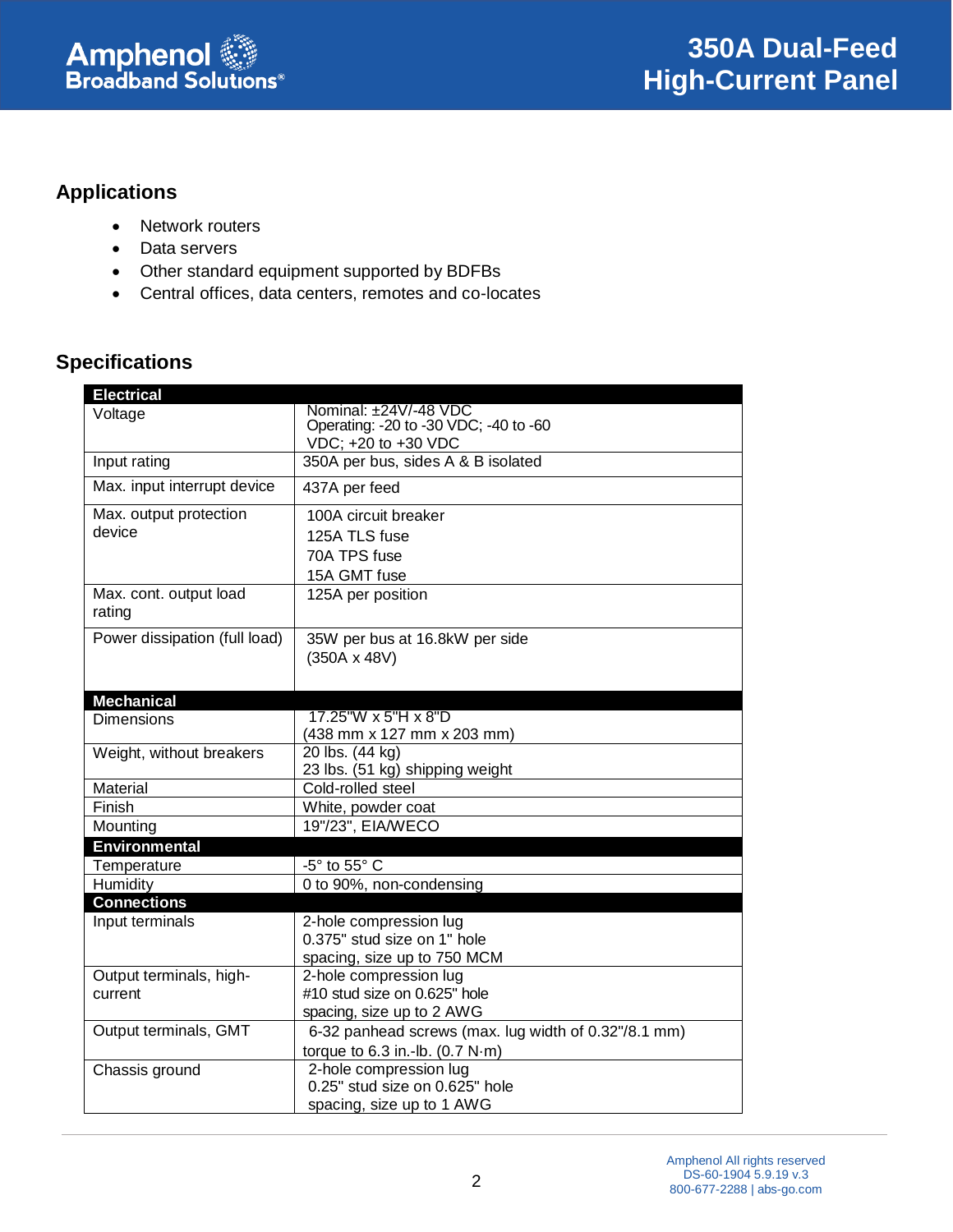## Applications

- Network routers
- Data servers
- Other standard equipment supported by BDFBs
- Central offices, data centers, remotes and co-locates

## Specifications

| **Electrical** | |
|---|---|
| Voltage | Nominal: ±24V/-48 VDC<br>Operating: -20 to -30 VDC; -40 to -60 VDC; +20 to +30 VDC |
| Input rating | 350A per bus, sides A & B isolated |
| Max. input interrupt device | 437A per feed |
| Max. output protection device | 100A circuit breaker<br>125A TLS fuse<br>70A TPS fuse<br>15A GMT fuse |
| Max. cont. output load rating | 125A per position |
| Power dissipation (full load) | 35W per bus at 16.8kW per side (350A x 48V) |
| **Mechanical** | |
| Dimensions | 17.25"W x 5"H x 8"D<br>(438 mm x 127 mm x 203 mm) |
| Weight, without breakers | 20 lbs. (44 kg)<br>23 lbs. (51 kg) shipping weight |
| Material | Cold-rolled steel |
| Finish | White, powder coat |
| Mounting | 19"/23", EIA/WECO |
| **Environmental** | |
| Temperature | -5° to 55° C |
| Humidity | 0 to 90%, non-condensing |
| **Connections** | |
| Input terminals | 2-hole compression lug<br>0.375" stud size on 1" hole spacing, size up to 750 MCM |
| Output terminals, high-current | 2-hole compression lug<br>#10 stud size on 0.625" hole spacing, size up to 2 AWG |
| Output terminals, GMT | 6-32 panhead screws (max. lug width of 0.32"/8.1 mm) torque to 6.3 in.-lb. (0.7 N·m) |
| Chassis ground | 2-hole compression lug<br>0.25" stud size on 0.625" hole spacing, size up to 1 AWG |

Amphenol All rights reserved
DS-60-1904 5.9.19 v.3
800-677-2288 | abs-go.com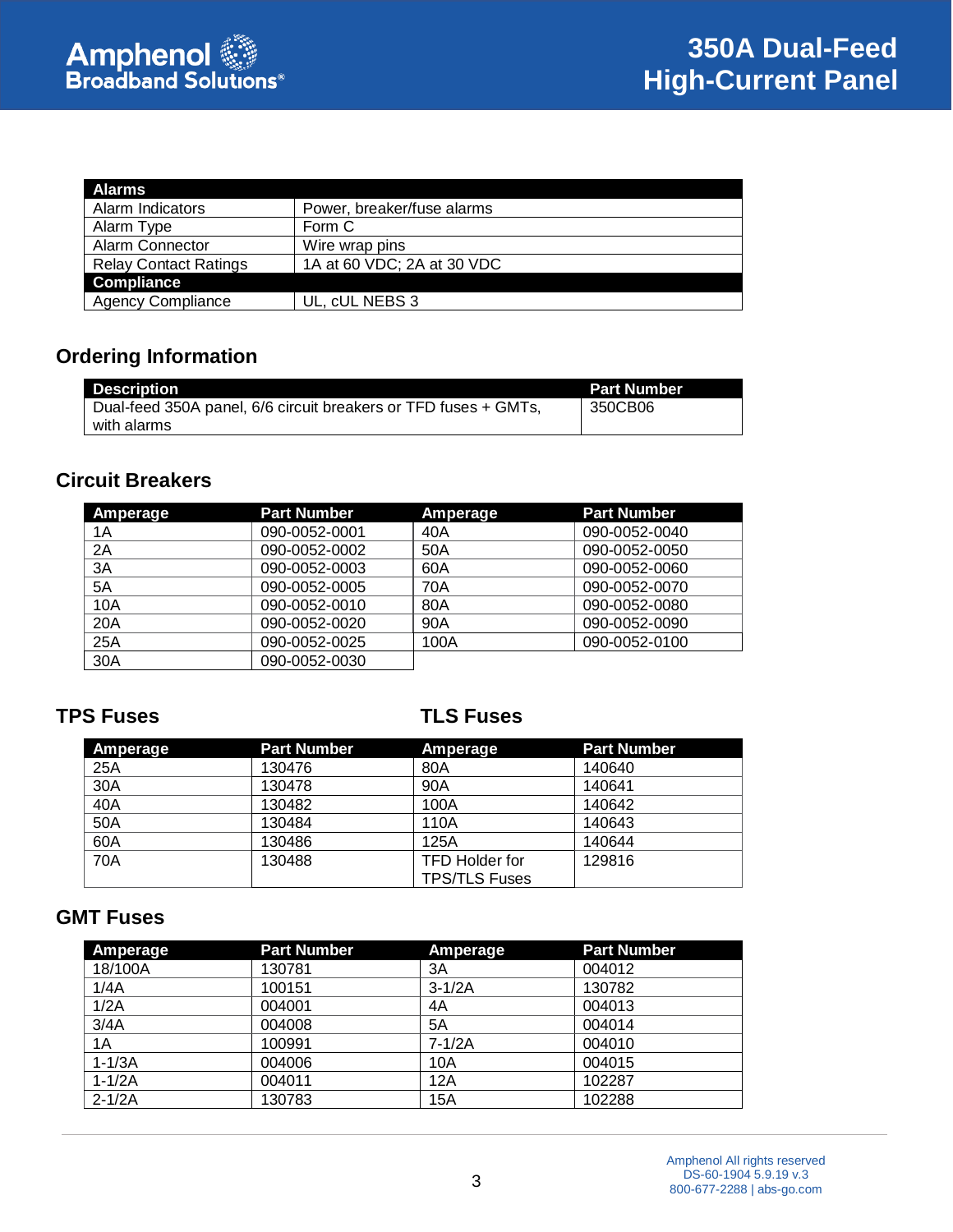| Alarms | |
|---|---|
| Alarm Indicators | Power, breaker/fuse alarms |
| Alarm Type | Form C |
| Alarm Connector | Wire wrap pins |
| Relay Contact Ratings | 1A at 60 VDC; 2A at 30 VDC |
| **Compliance** | |
| Agency Compliance | UL, cUL NEBS 3 |

## Ordering Information

| Description | Part Number |
|---|---|
| Dual-feed 350A panel, 6/6 circuit breakers or TFD fuses + GMTs, with alarms | 350CB06 |

## Circuit Breakers

| Amperage | Part Number | Amperage | Part Number |
|---|---|---|---|
| 1A | 090-0052-0001 | 40A | 090-0052-0040 |
| 2A | 090-0052-0002 | 50A | 090-0052-0050 |
| 3A | 090-0052-0003 | 60A | 090-0052-0060 |
| 5A | 090-0052-0005 | 70A | 090-0052-0070 |
| 10A | 090-0052-0010 | 80A | 090-0052-0080 |
| 20A | 090-0052-0020 | 90A | 090-0052-0090 |
| 25A | 090-0052-0025 | 100A | 090-0052-0100 |
| 30A | 090-0052-0030 | | |

## TPS Fuses / TLS Fuses

| Amperage | Part Number | Amperage | Part Number |
|---|---|---|---|
| 25A | 130476 | 80A | 140640 |
| 30A | 130478 | 90A | 140641 |
| 40A | 130482 | 100A | 140642 |
| 50A | 130484 | 110A | 140643 |
| 60A | 130486 | 125A | 140644 |
| 70A | 130488 | TFD Holder for TPS/TLS Fuses | 129816 |

## GMT Fuses

| Amperage | Part Number | Amperage | Part Number |
|---|---|---|---|
| 18/100A | 130781 | 3A | 004012 |
| 1/4A | 100151 | 3-1/2A | 130782 |
| 1/2A | 004001 | 4A | 004013 |
| 3/4A | 004008 | 5A | 004014 |
| 1A | 100991 | 7-1/2A | 004010 |
| 1-1/3A | 004006 | 10A | 004015 |
| 1-1/2A | 004011 | 12A | 102287 |
| 2-1/2A | 130783 | 15A | 102288 |

Amphenol All rights reserved
DS-60-1904 5.9.19 v.3
800-677-2288 | abs-go.com